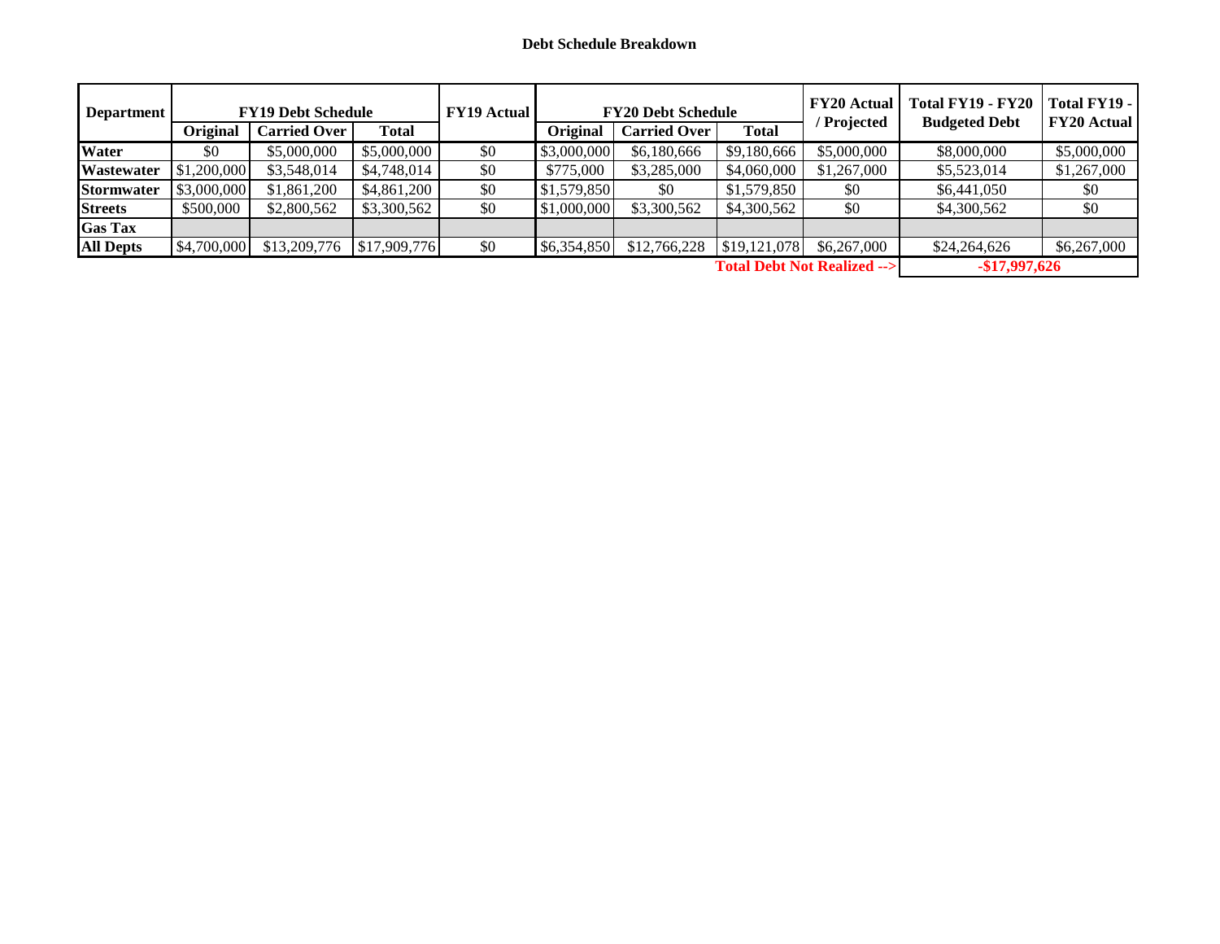**Debt Schedule Breakdown**

| Department | FY19 Debt Schedule | | | FY19 Actual | FY20 Debt Schedule | | | FY20 Actual / Projected | Total FY19 - FY20 Budgeted Debt | Total FY19 - FY20 Actual |
|---|---|---|---|---|---|---|---|---|---|---|
| | Original | Carried Over | Total | | Original | Carried Over | Total | | | |
| **Water** | $0 | $5,000,000 | $5,000,000 | $0 | $3,000,000 | $6,180,666 | $9,180,666 | $5,000,000 | $8,000,000 | $5,000,000 |
| **Wastewater** | $1,200,000 | $3,548,014 | $4,748,014 | $0 | $775,000 | $3,285,000 | $4,060,000 | $1,267,000 | $5,523,014 | $1,267,000 |
| **Stormwater** | $3,000,000 | $1,861,200 | $4,861,200 | $0 | $1,579,850 | $0 | $1,579,850 | $0 | $6,441,050 | $0 |
| **Streets** | $500,000 | $2,800,562 | $3,300,562 | $0 | $1,000,000 | $3,300,562 | $4,300,562 | $0 | $4,300,562 | $0 |
| **Gas Tax** | | | | | | | | | | |
| **All Depts** | $4,700,000 | $13,209,776 | $17,909,776 | $0 | $6,354,850 | $12,766,228 | $19,121,078 | $6,267,000 | $24,264,626 | $6,267,000 |
| | | | | | | | | **Total Debt Not Realized -->** | **-$17,997,626** | |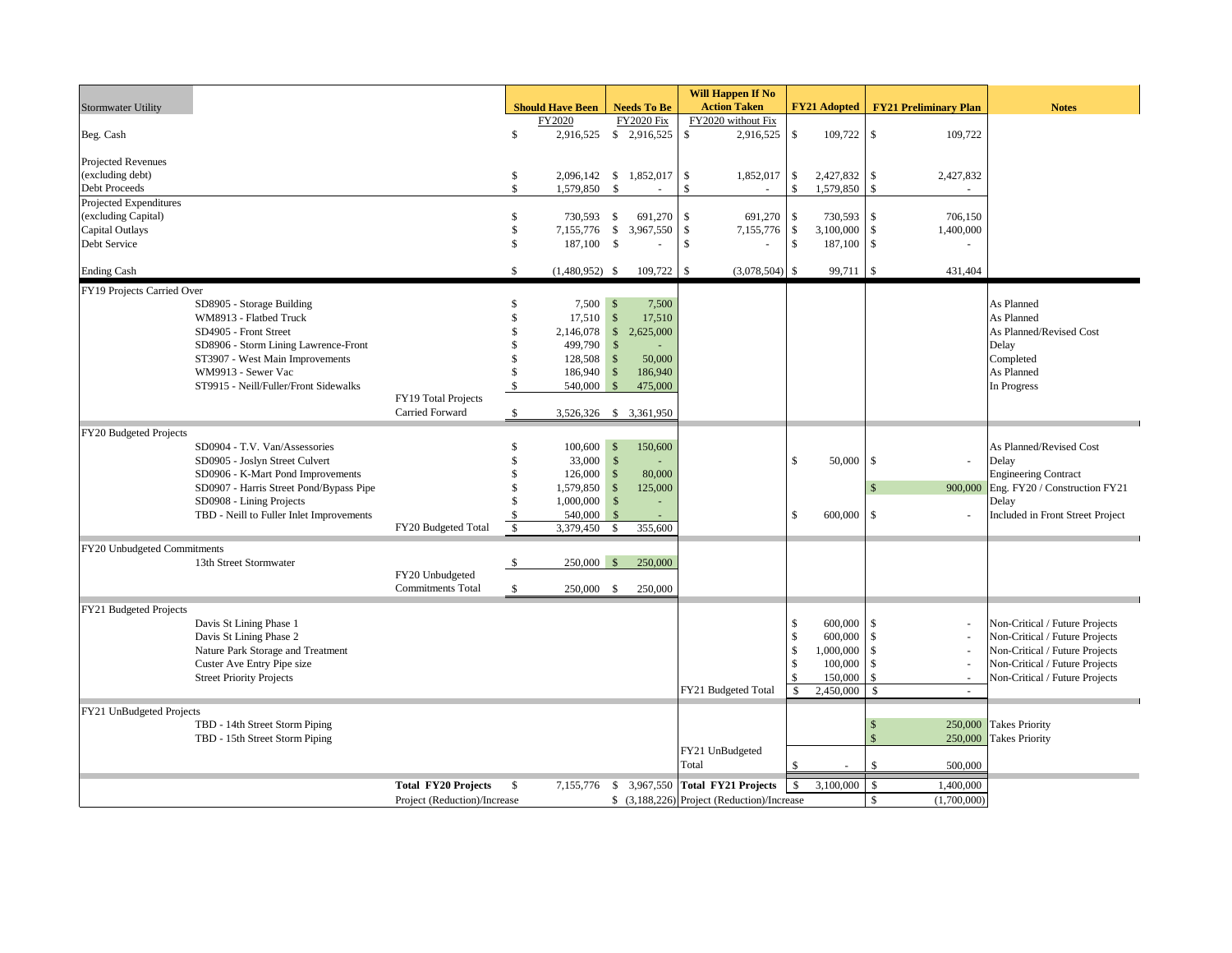| Stormwater Utility | | | Should Have Been | Needs To Be | Will Happen If No Action Taken | FY21 Adopted | FY21 Preliminary Plan | Notes |
|---|---|---|---|---|---|---|---|---|
| | | | FY2020 | FY2020 Fix | FY2020 without Fix | | | |
| Beg. Cash | | | $ 2,916,525 | $ 2,916,525 | $ 2,916,525 | $ 109,722 | $ 109,722 | |
| Projected Revenues (excluding debt) | | | $ 2,096,142 | $ 1,852,017 | $ 1,852,017 | $ 2,427,832 | $ 2,427,832 | |
| Debt Proceeds | | | $ 1,579,850 | $ - | $ - | $ 1,579,850 | $ - | |
| Projected Expenditures (excluding Capital) | | | $ 730,593 | $ 691,270 | $ 691,270 | $ 730,593 | $ 706,150 | |
| Capital Outlays | | | $ 7,155,776 | $ 3,967,550 | $ 7,155,776 | $ 3,100,000 | $ 1,400,000 | |
| Debt Service | | | $ 187,100 | $ - | $ - | $ 187,100 | $ - | |
| Ending Cash | | | $ (1,480,952) | $ 109,722 | $ (3,078,504) | $ 99,711 | $ 431,404 | |
| FY19 Projects Carried Over | | | | | | | | |
| | SD8905 - Storage Building | | $ 7,500 | $ 7,500 | | | | As Planned |
| | WM8913 - Flatbed Truck | | $ 17,510 | $ 17,510 | | | | As Planned |
| | SD4905 - Front Street | | $ 2,146,078 | $ 2,625,000 | | | | As Planned/Revised Cost |
| | SD8906 - Storm Lining Lawrence-Front | | $ 499,790 | $ - | | | | Delay |
| | ST3907 - West Main Improvements | | $ 128,508 | $ 50,000 | | | | Completed |
| | WM9913 - Sewer Vac | | $ 186,940 | $ 186,940 | | | | As Planned |
| | ST9915 - Neill/Fuller/Front Sidewalks | | $ 540,000 | $ 475,000 | | | | In Progress |
| | | FY19 Total Projects Carried Forward | $ 3,526,326 | $ 3,361,950 | | | | |
| FY20 Budgeted Projects | | | | | | | | |
| | SD0904 - T.V. Van/Assessories | | $ 100,600 | $ 150,600 | | | | As Planned/Revised Cost |
| | SD0905 - Joslyn Street Culvert | | $ 33,000 | $ - | | $ 50,000 | $ - | Delay |
| | SD0906 - K-Mart Pond Improvements | | $ 126,000 | $ 80,000 | | | | Engineering Contract |
| | SD0907 - Harris Street Pond/Bypass Pipe | | $ 1,579,850 | $ 125,000 | | | $ 900,000 | Eng. FY20 / Construction FY21 |
| | SD0908 - Lining Projects | | $ 1,000,000 | $ - | | | | Delay |
| | TBD - Neill to Fuller Inlet Improvements | | $ 540,000 | $ - | | $ 600,000 | $ - | Included in Front Street Project |
| | | FY20 Budgeted Total | $ 3,379,450 | $ 355,600 | | | | |
| FY20 Unbudgeted Commitments | | | | | | | | |
| | 13th Street Stormwater | | $ 250,000 | $ 250,000 | | | | |
| | | FY20 Unbudgeted Commitments Total | $ 250,000 | $ 250,000 | | | | |
| FY21 Budgeted Projects | | | | | | | | |
| | Davis St Lining Phase 1 | | | | | $ 600,000 | $ - | Non-Critical / Future Projects |
| | Davis St Lining Phase 2 | | | | | $ 600,000 | $ - | Non-Critical / Future Projects |
| | Nature Park Storage and Treatment | | | | | $ 1,000,000 | $ - | Non-Critical / Future Projects |
| | Custer Ave Entry Pipe size | | | | | $ 100,000 | $ - | Non-Critical / Future Projects |
| | Street Priority Projects | | | | | $ 150,000 | $ - | Non-Critical / Future Projects |
| | | | | | FY21 Budgeted Total | $ 2,450,000 | $ - | |
| FY21 UnBudgeted Projects | | | | | | | | |
| | TBD - 14th Street Storm Piping | | | | | | $ 250,000 | Takes Priority |
| | TBD - 15th Street Storm Piping | | | | | | $ 250,000 | Takes Priority |
| | | | | | FY21 UnBudgeted Total | $ - | $ 500,000 | |
| | | **Total FY20 Projects** | $ 7,155,776 | $ 3,967,550 | **Total FY21 Projects** | $ 3,100,000 | $ 1,400,000 | |
| | | Project (Reduction)/Increase | | $ (3,188,226) | Project (Reduction)/Increase | | $ (1,700,000) | |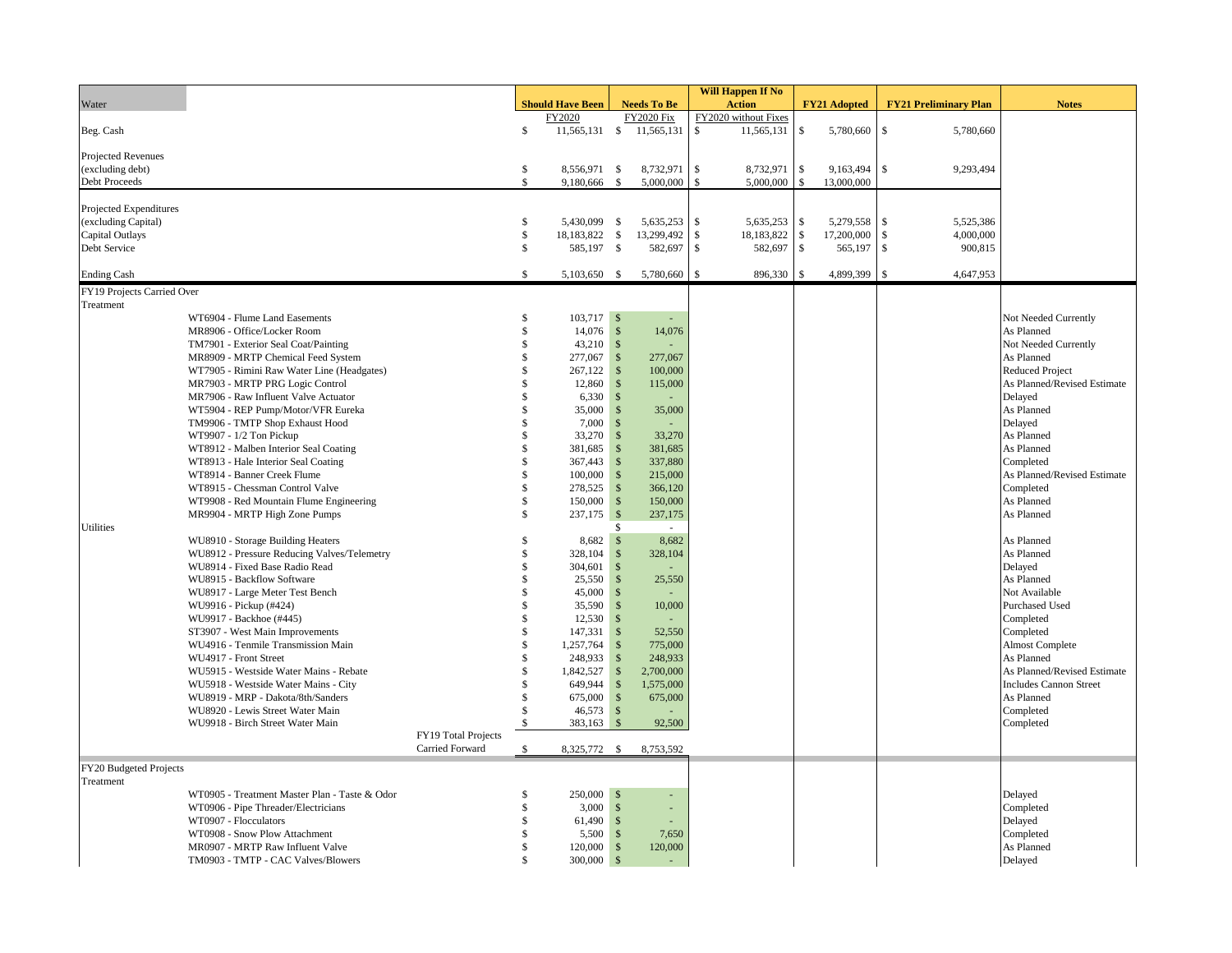| Water | Should Have Been | Needs To Be | Will Happen If No Action | FY21 Adopted | FY21 Preliminary Plan | Notes |
|---|---|---|---|---|---|---|
| | FY2020 | FY2020 Fix | FY2020 without Fixes | | | |
| Beg. Cash | $ 11,565,131 | $ 11,565,131 | $ 11,565,131 | $ 5,780,660 | $ 5,780,660 | |
| Projected Revenues | | | | | | |
| (excluding debt) | $ 8,556,971 | $ 8,732,971 | $ 8,732,971 | $ 9,163,494 | $ 9,293,494 | |
| Debt Proceeds | $ 9,180,666 | $ 5,000,000 | $ 5,000,000 | $ 13,000,000 | | |
| Projected Expenditures | | | | | | |
| (excluding Capital) | $ 5,430,099 | $ 5,635,253 | $ 5,635,253 | $ 5,279,558 | $ 5,525,386 | |
| Capital Outlays | $ 18,183,822 | $ 13,299,492 | $ 18,183,822 | $ 17,200,000 | $ 4,000,000 | |
| Debt Service | $ 585,197 | $ 582,697 | $ 582,697 | $ 565,197 | $ 900,815 | |
| Ending Cash | $ 5,103,650 | $ 5,780,660 | $ 896,330 | $ 4,899,399 | $ 4,647,953 | |
| **FY19 Projects Carried Over** | | | | | | |
| Treatment | | | | | | |
| WT6904 - Flume Land Easements | $ 103,717 | $ - | | | | Not Needed Currently |
| MR8906 - Office/Locker Room | $ 14,076 | $ 14,076 | | | | As Planned |
| TM7901 - Exterior Seal Coat/Painting | $ 43,210 | $ - | | | | Not Needed Currently |
| MR8909 - MRTP Chemical Feed System | $ 277,067 | $ 277,067 | | | | As Planned |
| WT7905 - Rimini Raw Water Line (Headgates) | $ 267,122 | $ 100,000 | | | | Reduced Project |
| MR7903 - MRTP PRG Logic Control | $ 12,860 | $ 115,000 | | | | As Planned/Revised Estimate |
| MR7906 - Raw Influent Valve Actuator | $ 6,330 | $ - | | | | Delayed |
| WT5904 - REP Pump/Motor/VFR Eureka | $ 35,000 | $ 35,000 | | | | As Planned |
| TM9906 - TMTP Shop Exhaust Hood | $ 7,000 | $ - | | | | Delayed |
| WT9907 - 1/2 Ton Pickup | $ 33,270 | $ 33,270 | | | | As Planned |
| WT8912 - Malben Interior Seal Coating | $ 381,685 | $ 381,685 | | | | As Planned |
| WT8913 - Hale Interior Seal Coating | $ 367,443 | $ 337,880 | | | | Completed |
| WT8914 - Banner Creek Flume | $ 100,000 | $ 215,000 | | | | As Planned/Revised Estimate |
| WT8915 - Chessman Control Valve | $ 278,525 | $ 366,120 | | | | Completed |
| WT9908 - Red Mountain Flume Engineering | $ 150,000 | $ 150,000 | | | | As Planned |
| MR9904 - MRTP High Zone Pumps | $ 237,175 | $ 237,175 | | | | As Planned |
| Utilities | | $ - | | | | |
| WU8910 - Storage Building Heaters | $ 8,682 | $ 8,682 | | | | As Planned |
| WU8912 - Pressure Reducing Valves/Telemetry | $ 328,104 | $ 328,104 | | | | As Planned |
| WU8914 - Fixed Base Radio Read | $ 304,601 | $ - | | | | Delayed |
| WU8915 - Backflow Software | $ 25,550 | $ 25,550 | | | | As Planned |
| WU8917 - Large Meter Test Bench | $ 45,000 | $ - | | | | Not Available |
| WU9916 - Pickup (#424) | $ 35,590 | $ 10,000 | | | | Purchased Used |
| WU9917 - Backhoe (#445) | $ 12,530 | $ - | | | | Completed |
| ST3907 - West Main Improvements | $ 147,331 | $ 52,550 | | | | Completed |
| WU4916 - Tenmile Transmission Main | $ 1,257,764 | $ 775,000 | | | | Almost Complete |
| WU4917 - Front Street | $ 248,933 | $ 248,933 | | | | As Planned |
| WU5915 - Westside Water Mains - Rebate | $ 1,842,527 | $ 2,700,000 | | | | As Planned/Revised Estimate |
| WU5918 - Westside Water Mains - City | $ 649,944 | $ 1,575,000 | | | | Includes Cannon Street |
| WU8919 - MRP - Dakota/8th/Sanders | $ 675,000 | $ 675,000 | | | | As Planned |
| WU8920 - Lewis Street Water Main | $ 46,573 | $ - | | | | Completed |
| WU9918 - Birch Street Water Main | $ 383,163 | $ 92,500 | | | | Completed |
| FY19 Total Projects Carried Forward | $ 8,325,772 | $ 8,753,592 | | | | |
| **FY20 Budgeted Projects** | | | | | | |
| Treatment | | | | | | |
| WT0905 - Treatment Master Plan - Taste & Odor | $ 250,000 | $ - | | | | Delayed |
| WT0906 - Pipe Threader/Electricians | $ 3,000 | $ - | | | | Completed |
| WT0907 - Flocculators | $ 61,490 | $ - | | | | Delayed |
| WT0908 - Snow Plow Attachment | $ 5,500 | $ 7,650 | | | | Completed |
| MR0907 - MRTP Raw Influent Valve | $ 120,000 | $ 120,000 | | | | As Planned |
| TM0903 - TMTP - CAC Valves/Blowers | $ 300,000 | $ - | | | | Delayed |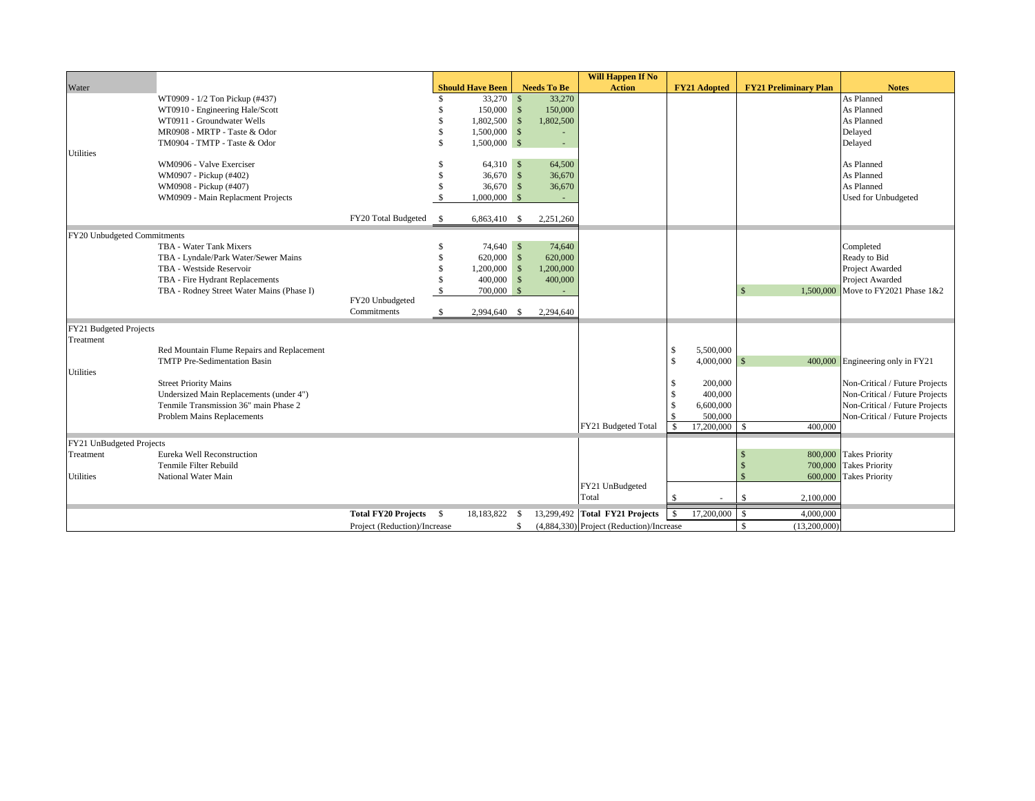| Water | | | Should Have Been | Needs To Be | Will Happen If No Action | FY21 Adopted | FY21 Preliminary Plan | Notes |
|---|---|---|---|---|---|---|---|---|
| | WT0909 - 1/2 Ton Pickup (#437) | | $ 33,270 | $ 33,270 | | | | As Planned |
| | WT0910 - Engineering Hale/Scott | | $ 150,000 | $ 150,000 | | | | As Planned |
| | WT0911 - Groundwater Wells | | $ 1,802,500 | $ 1,802,500 | | | | As Planned |
| | MR0908 - MRTP - Taste & Odor | | $ 1,500,000 | $ - | | | | Delayed |
| | TM0904 - TMTP - Taste & Odor | | $ 1,500,000 | $ - | | | | Delayed |
| Utilities | | | | | | | | |
| | WM0906 - Valve Exerciser | | $ 64,310 | $ 64,500 | | | | As Planned |
| | WM0907 - Pickup (#402) | | $ 36,670 | $ 36,670 | | | | As Planned |
| | WM0908 - Pickup (#407) | | $ 36,670 | $ 36,670 | | | | As Planned |
| | WM0909 - Main Replacment Projects | | $ 1,000,000 | $ - | | | | Used for Unbudgeted |
| | | FY20 Total Budgeted | $ 6,863,410 | $ 2,251,260 | | | | |
| FY20 Unbudgeted Commitments | | | | | | | | |
| | TBA - Water Tank Mixers | | $ 74,640 | $ 74,640 | | | | Completed |
| | TBA - Lyndale/Park Water/Sewer Mains | | $ 620,000 | $ 620,000 | | | | Ready to Bid |
| | TBA - Westside Reservoir | | $ 1,200,000 | $ 1,200,000 | | | | Project Awarded |
| | TBA - Fire Hydrant Replacements | | $ 400,000 | $ 400,000 | | | | Project Awarded |
| | TBA - Rodney Street Water Mains (Phase I) | | $ 700,000 | $ - | | | $ 1,500,000 | Move to FY2021 Phase 1&2 |
| | | FY20 Unbudgeted Commitments | $ 2,994,640 | $ 2,294,640 | | | | |
| FY21 Budgeted Projects | | | | | | | | |
| Treatment | | | | | | | | |
| | Red Mountain Flume Repairs and Replacement | | | | | $ 5,500,000 | | |
| | TMTP Pre-Sedimentation Basin | | | | | $ 4,000,000 | $ 400,000 | Engineering only in FY21 |
| Utilities | | | | | | | | |
| | Street Priority Mains | | | | | $ 200,000 | | Non-Critical / Future Projects |
| | Undersized Main Replacements (under 4") | | | | | $ 400,000 | | Non-Critical / Future Projects |
| | Tenmile Transmission 36" main Phase 2 | | | | | $ 6,600,000 | | Non-Critical / Future Projects |
| | Problem Mains Replacements | | | | | $ 500,000 | | Non-Critical / Future Projects |
| | | | | | FY21 Budgeted Total | $ 17,200,000 | $ 400,000 | |
| FY21 UnBudgeted Projects | | | | | | | | |
| Treatment | Eureka Well Reconstruction | | | | | | $ 800,000 | Takes Priority |
| | Tenmile Filter Rebuild | | | | | | $ 700,000 | Takes Priority |
| Utilities | National Water Main | | | | | | $ 600,000 | Takes Priority |
| | | | | | FY21 UnBudgeted Total | $ - | $ 2,100,000 | |
| | | **Total FY20 Projects** | $ 18,183,822 | $ 13,299,492 | **Total FY21 Projects** | $ 17,200,000 | $ 4,000,000 | |
| | | Project (Reduction)/Increase | | $ (4,884,330) | Project (Reduction)/Increase | | $ (13,200,000) | |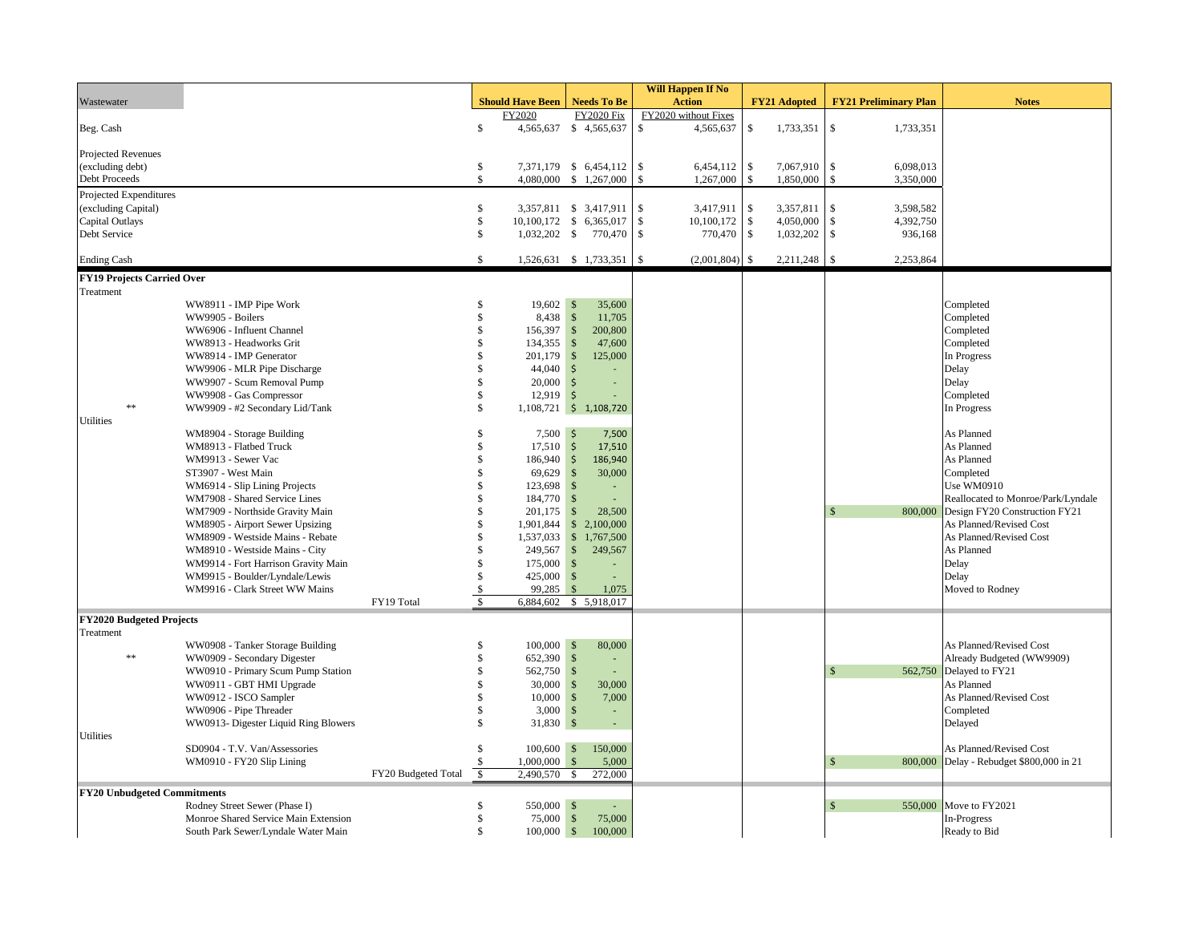| Wastewater | | | Should Have Been | Needs To Be | Will Happen If No Action | FY21 Adopted | FY21 Preliminary Plan | Notes |
|---|---|---|---|---|---|---|---|---|
| | | | FY2020 | FY2020 Fix | FY2020 without Fixes | | | |
| Beg. Cash | | | $ 4,565,637 | $ 4,565,637 | $ 4,565,637 | $ 1,733,351 | $ 1,733,351 | |
| Projected Revenues (excluding debt) | | | $ 7,371,179 | $ 6,454,112 | $ 6,454,112 | $ 7,067,910 | $ 6,098,013 | |
| Debt Proceeds | | | $ 4,080,000 | $ 1,267,000 | $ 1,267,000 | $ 1,850,000 | $ 3,350,000 | |
| Projected Expenditures (excluding Capital) | | | $ 3,357,811 | $ 3,417,911 | $ 3,417,911 | $ 3,357,811 | $ 3,598,582 | |
| Capital Outlays | | | $ 10,100,172 | $ 6,365,017 | $ 10,100,172 | $ 4,050,000 | $ 4,392,750 | |
| Debt Service | | | $ 1,032,202 | $ 770,470 | $ 770,470 | $ 1,032,202 | $ 936,168 | |
| Ending Cash | | | $ 1,526,631 | $ 1,733,351 | $ (2,001,804) | $ 2,211,248 | $ 2,253,864 | |
| **FY19 Projects Carried Over** | | | | | | | | |
| Treatment | | | | | | | | |
| | WW8911 - IMP Pipe Work | | $ 19,602 | $ 35,600 | | | | Completed |
| | WW9905 - Boilers | | $ 8,438 | $ 11,705 | | | | Completed |
| | WW6906 - Influent Channel | | $ 156,397 | $ 200,800 | | | | Completed |
| | WW8913 - Headworks Grit | | $ 134,355 | $ 47,600 | | | | Completed |
| | WW8914 - IMP Generator | | $ 201,179 | $ 125,000 | | | | In Progress |
| | WW9906 - MLR Pipe Discharge | | $ 44,040 | $ - | | | | Delay |
| | WW9907 - Scum Removal Pump | | $ 20,000 | $ - | | | | Delay |
| | WW9908 - Gas Compressor | | $ 12,919 | $ - | | | | Completed |
| ** | WW9909 - #2 Secondary Lid/Tank | | $ 1,108,721 | $ 1,108,720 | | | | In Progress |
| Utilities | | | | | | | | |
| | WM8904 - Storage Building | | $ 7,500 | $ 7,500 | | | | As Planned |
| | WM8913 - Flatbed Truck | | $ 17,510 | $ 17,510 | | | | As Planned |
| | WM9913 - Sewer Vac | | $ 186,940 | $ 186,940 | | | | As Planned |
| | ST3907 - West Main | | $ 69,629 | $ 30,000 | | | | Completed |
| | WM6914 - Slip Lining Projects | | $ 123,698 | $ - | | | | Use WM0910 |
| | WM7908 - Shared Service Lines | | $ 184,770 | $ - | | | | Reallocated to Monroe/Park/Lyndale |
| | WM7909 - Northside Gravity Main | | $ 201,175 | $ 28,500 | | | $ 800,000 | Design FY20 Construction FY21 |
| | WM8905 - Airport Sewer Upsizing | | $ 1,901,844 | $ 2,100,000 | | | | As Planned/Revised Cost |
| | WM8909 - Westside Mains - Rebate | | $ 1,537,033 | $ 1,767,500 | | | | As Planned/Revised Cost |
| | WM8910 - Westside Mains - City | | $ 249,567 | $ 249,567 | | | | As Planned |
| | WM9914 - Fort Harrison Gravity Main | | $ 175,000 | $ - | | | | Delay |
| | WM9915 - Boulder/Lyndale/Lewis | | $ 425,000 | $ - | | | | Delay |
| | WM9916 - Clark Street WW Mains | | $ 99,285 | $ 1,075 | | | | Moved to Rodney |
| | | FY19 Total | $ 6,884,602 | $ 5,918,017 | | | | |
| **FY2020 Budgeted Projects** | | | | | | | | |
| Treatment | | | | | | | | |
| | WW0908 - Tanker Storage Building | | $ 100,000 | $ 80,000 | | | | As Planned/Revised Cost |
| ** | WW0909 - Secondary Digester | | $ 652,390 | $ - | | | | Already Budgeted (WW9909) |
| | WW0910 - Primary Scum Pump Station | | $ 562,750 | $ - | | | $ 562,750 | Delayed to FY21 |
| | WW0911 - GBT HMI Upgrade | | $ 30,000 | $ 30,000 | | | | As Planned |
| | WW0912 - ISCO Sampler | | $ 10,000 | $ 7,000 | | | | As Planned/Revised Cost |
| | WW0906 - Pipe Threader | | $ 3,000 | $ - | | | | Completed |
| | WW0913- Digester Liquid Ring Blowers | | $ 31,830 | $ - | | | | Delayed |
| Utilities | | | | | | | | |
| | SD0904 - T.V. Van/Assessories | | $ 100,600 | $ 150,000 | | | | As Planned/Revised Cost |
| | WM0910 - FY20 Slip Lining | | $ 1,000,000 | $ 5,000 | | | $ 800,000 | Delay - Rebudget $800,000 in 21 |
| | | FY20 Budgeted Total | $ 2,490,570 | $ 272,000 | | | | |
| **FY20 Unbudgeted Commitments** | | | | | | | | |
| | Rodney Street Sewer (Phase I) | | $ 550,000 | $ - | | | $ 550,000 | Move to FY2021 |
| | Monroe Shared Service Main Extension | | $ 75,000 | $ 75,000 | | | | In-Progress |
| | South Park Sewer/Lyndale Water Main | | $ 100,000 | $ 100,000 | | | | Ready to Bid |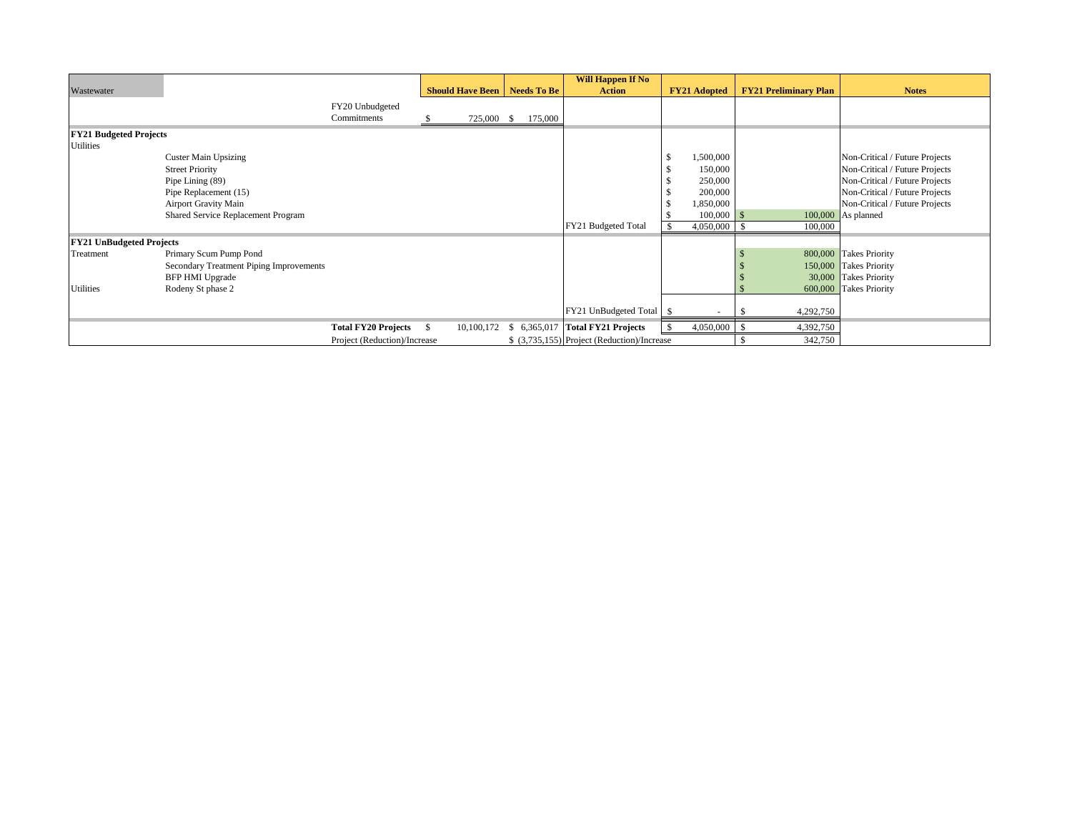| Wastewater | | | Should Have Been | Needs To Be | Will Happen If No Action | FY21 Adopted | FY21 Preliminary Plan | Notes |
|---|---|---|---|---|---|---|---|---|
| | | FY20 Unbudgeted Commitments | $ 725,000 | $ 175,000 | | | | |
| **FY21 Budgeted Projects** | | | | | | | | |
| Utilities | | | | | | | | |
| | Custer Main Upsizing | | | | | $ 1,500,000 | | Non-Critical / Future Projects |
| | Street Priority | | | | | $ 150,000 | | Non-Critical / Future Projects |
| | Pipe Lining (89) | | | | | $ 250,000 | | Non-Critical / Future Projects |
| | Pipe Replacement (15) | | | | | $ 200,000 | | Non-Critical / Future Projects |
| | Airport Gravity Main | | | | | $ 1,850,000 | | Non-Critical / Future Projects |
| | Shared Service Replacement Program | | | | | $ 100,000 | $ 100,000 | As planned |
| | | | | | FY21 Budgeted Total | $ 4,050,000 | $ 100,000 | |
| **FY21 UnBudgeted Projects** | | | | | | | | |
| Treatment | Primary Scum Pump Pond | | | | | | $ 800,000 | Takes Priority |
| | Secondary Treatment Piping Improvements | | | | | | $ 150,000 | Takes Priority |
| | BFP HMI Upgrade | | | | | | $ 30,000 | Takes Priority |
| Utilities | Rodeny St phase 2 | | | | | | $ 600,000 | Takes Priority |
| | | | | | FY21 UnBudgeted Total | $ - | $ 4,292,750 | |
| | | **Total FY20 Projects** | $ 10,100,172 | $ 6,365,017 | **Total FY21 Projects** | $ 4,050,000 | $ 4,392,750 | |
| | | Project (Reduction)/Increase | | $ (3,735,155) | Project (Reduction)/Increase | | $ 342,750 | |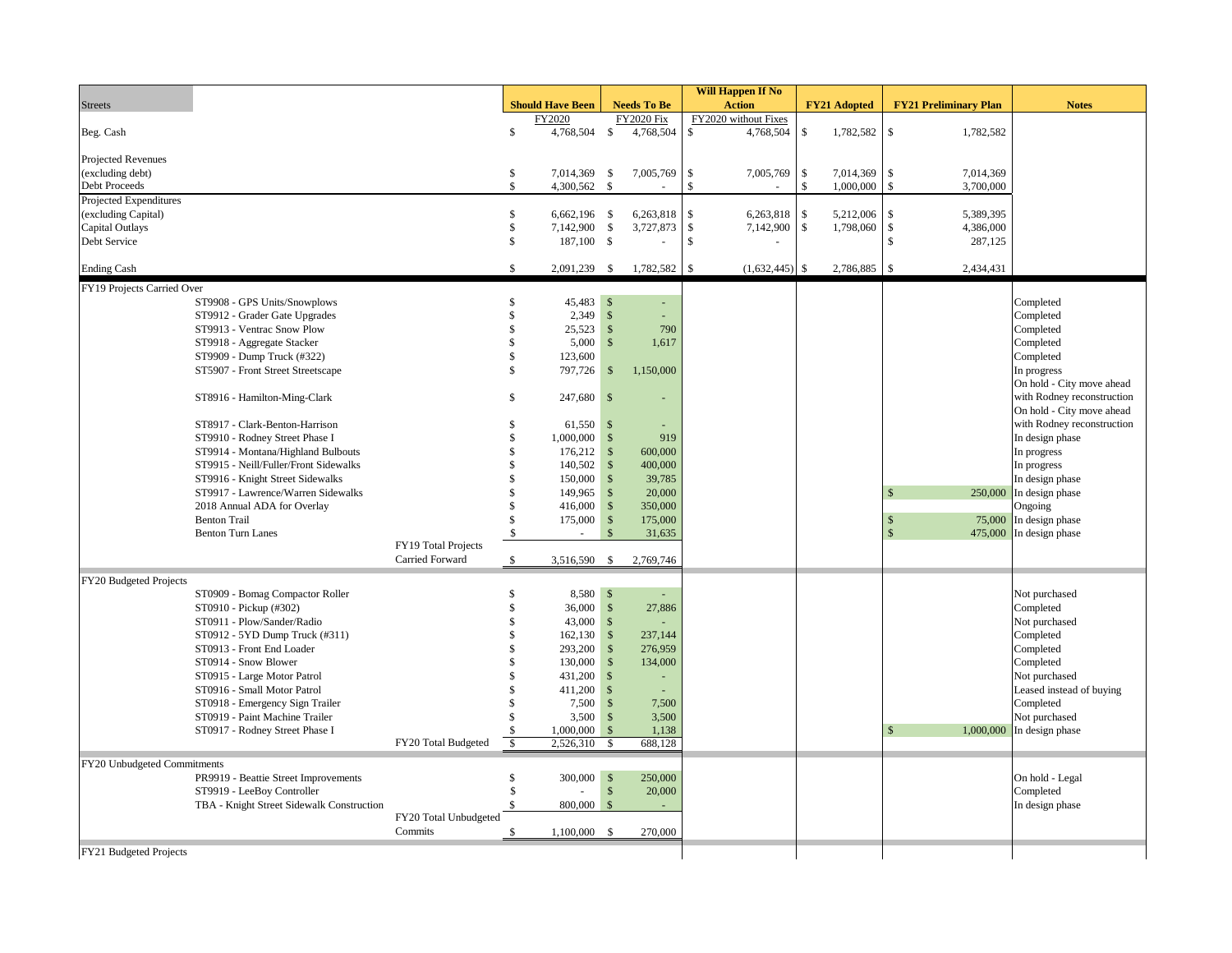| Streets | | Should Have Been | Needs To Be | Will Happen If No Action | FY21 Adopted | FY21 Preliminary Plan | Notes |
|---|---|---|---|---|---|---|---|
| | | FY2020 | FY2020 Fix | FY2020 without Fixes | | | |
| Beg. Cash | | $ 4,768,504 | $ 4,768,504 | $ 4,768,504 | $ 1,782,582 | $ 1,782,582 | |
| Projected Revenues | | | | | | | |
| (excluding debt) | | $ 7,014,369 | $ 7,005,769 | $ 7,005,769 | $ 7,014,369 | $ 7,014,369 | |
| Debt Proceeds | | $ 4,300,562 | $ - | $ - | $ 1,000,000 | $ 3,700,000 | |
| Projected Expenditures | | | | | | | |
| (excluding Capital) | | $ 6,662,196 | $ 6,263,818 | $ 6,263,818 | $ 5,212,006 | $ 5,389,395 | |
| Capital Outlays | | $ 7,142,900 | $ 3,727,873 | $ 7,142,900 | $ 1,798,060 | $ 4,386,000 | |
| Debt Service | | $ 187,100 | $ - | $ - | | $ 287,125 | |
| Ending Cash | | $ 2,091,239 | $ 1,782,582 | $ (1,632,445) | $ 2,786,885 | $ 2,434,431 | |
| FY19 Projects Carried Over | | | | | | | |
| ST9908 - GPS Units/Snowplows | | $ 45,483 | $ - | | | | Completed |
| ST9912 - Grader Gate Upgrades | | $ 2,349 | $ - | | | | Completed |
| ST9913 - Ventrac Snow Plow | | $ 25,523 | $ 790 | | | | Completed |
| ST9918 - Aggregate Stacker | | $ 5,000 | $ 1,617 | | | | Completed |
| ST9909 - Dump Truck (#322) | | $ 123,600 | | | | | Completed |
| ST5907 - Front Street Streetscape | | $ 797,726 | $ 1,150,000 | | | | In progress |
| ST8916 - Hamilton-Ming-Clark | | $ 247,680 | $ - | | | | On hold - City move ahead with Rodney reconstruction |
| ST8917 - Clark-Benton-Harrison | | $ 61,550 | $ - | | | | On hold - City move ahead with Rodney reconstruction |
| ST9910 - Rodney Street Phase I | | $ 1,000,000 | $ 919 | | | | In design phase |
| ST9914 - Montana/Highland Bulbouts | | $ 176,212 | $ 600,000 | | | | In progress |
| ST9915 - Neill/Fuller/Front Sidewalks | | $ 140,502 | $ 400,000 | | | | In progress |
| ST9916 - Knight Street Sidewalks | | $ 150,000 | $ 39,785 | | | | In design phase |
| ST9917 - Lawrence/Warren Sidewalks | | $ 149,965 | $ 20,000 | | | $ 250,000 | In design phase |
| 2018 Annual ADA for Overlay | | $ 416,000 | $ 350,000 | | | | Ongoing |
| Benton Trail | | $ 175,000 | $ 175,000 | | | $ 75,000 | In design phase |
| Benton Turn Lanes | | $ - | $ 31,635 | | | $ 475,000 | In design phase |
| | FY19 Total Projects Carried Forward | $ 3,516,590 | $ 2,769,746 | | | | |
| FY20 Budgeted Projects | | | | | | | |
| ST0909 - Bomag Compactor Roller | | $ 8,580 | $ - | | | | Not purchased |
| ST0910 - Pickup (#302) | | $ 36,000 | $ 27,886 | | | | Completed |
| ST0911 - Plow/Sander/Radio | | $ 43,000 | $ - | | | | Not purchased |
| ST0912 - 5YD Dump Truck (#311) | | $ 162,130 | $ 237,144 | | | | Completed |
| ST0913 - Front End Loader | | $ 293,200 | $ 276,959 | | | | Completed |
| ST0914 - Snow Blower | | $ 130,000 | $ 134,000 | | | | Completed |
| ST0915 - Large Motor Patrol | | $ 431,200 | $ - | | | | Not purchased |
| ST0916 - Small Motor Patrol | | $ 411,200 | $ - | | | | Leased instead of buying |
| ST0918 - Emergency Sign Trailer | | $ 7,500 | $ 7,500 | | | | Completed |
| ST0919 - Paint Machine Trailer | | $ 3,500 | $ 3,500 | | | | Not purchased |
| ST0917 - Rodney Street Phase I | | $ 1,000,000 | $ 1,138 | | | $ 1,000,000 | In design phase |
| | FY20 Total Budgeted | $ 2,526,310 | $ 688,128 | | | | |
| FY20 Unbudgeted Commitments | | | | | | | |
| PR9919 - Beattie Street Improvements | | $ 300,000 | $ 250,000 | | | | On hold - Legal |
| ST9919 - LeeBoy Controller | | $ - | $ 20,000 | | | | Completed |
| TBA - Knight Street Sidewalk Construction | | $ 800,000 | $ - | | | | In design phase |
| | FY20 Total Unbudgeted Commits | $ 1,100,000 | $ 270,000 | | | | |
| FY21 Budgeted Projects | | | | | | | |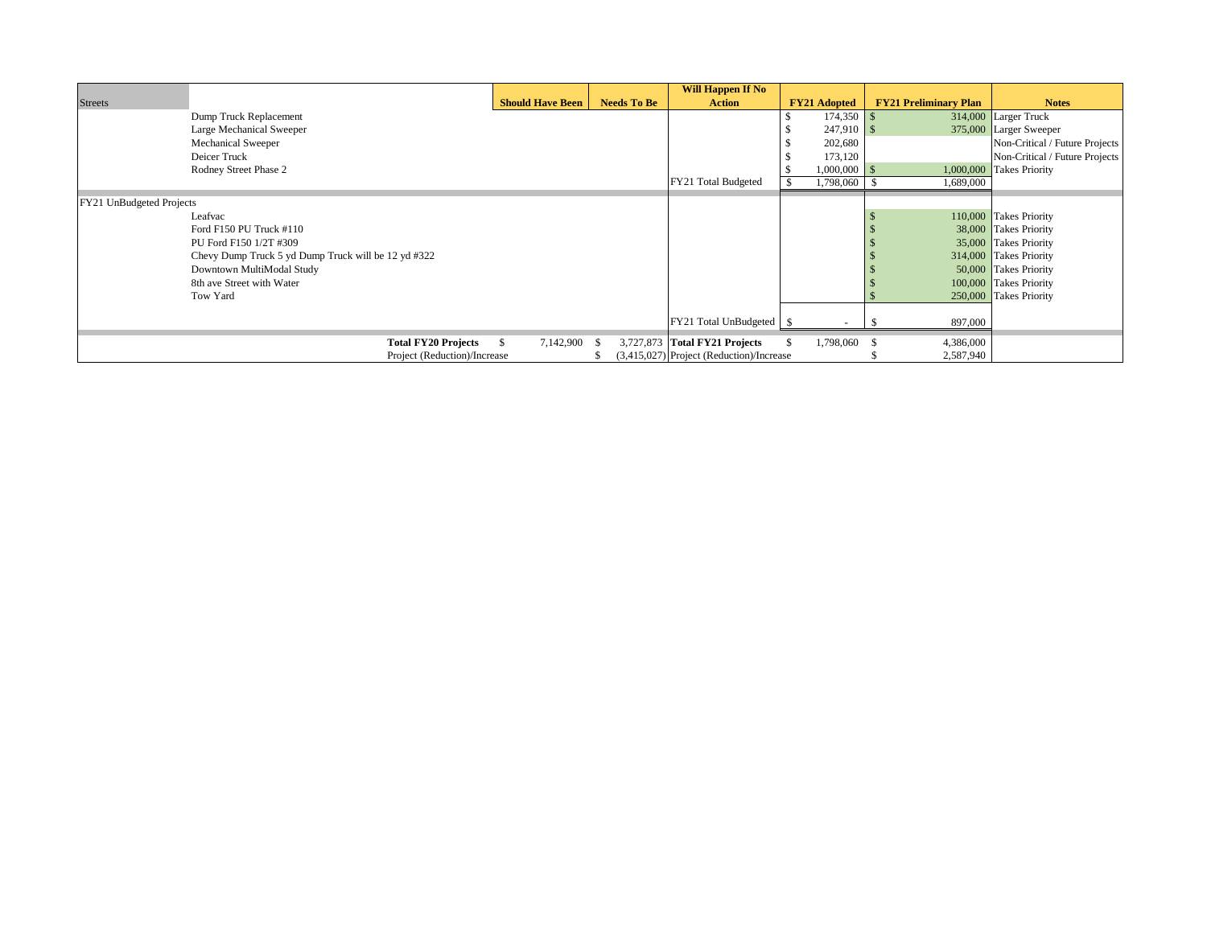| Streets | | Should Have Been | Needs To Be | Will Happen If No Action | FY21 Adopted | FY21 Preliminary Plan | Notes |
|---|---|---|---|---|---|---|---|
| | Dump Truck Replacement | | | | $ 174,350 | $ 314,000 | Larger Truck |
| | Large Mechanical Sweeper | | | | $ 247,910 | $ 375,000 | Larger Sweeper |
| | Mechanical Sweeper | | | | $ 202,680 | | Non-Critical / Future Projects |
| | Deicer Truck | | | | $ 173,120 | | Non-Critical / Future Projects |
| | Rodney Street Phase 2 | | | | $ 1,000,000 | $ 1,000,000 | Takes Priority |
| | | | | FY21 Total Budgeted | $ 1,798,060 | $ 1,689,000 | |
| FY21 UnBudgeted Projects | | | | | | | |
| | Leafvac | | | | | $ 110,000 | Takes Priority |
| | Ford F150 PU Truck #110 | | | | | $ 38,000 | Takes Priority |
| | PU Ford F150 1/2T #309 | | | | | $ 35,000 | Takes Priority |
| | Chevy Dump Truck 5 yd Dump Truck will be 12 yd #322 | | | | | $ 314,000 | Takes Priority |
| | Downtown MultiModal Study | | | | | $ 50,000 | Takes Priority |
| | 8th ave Street with Water | | | | | $ 100,000 | Takes Priority |
| | Tow Yard | | | | | $ 250,000 | Takes Priority |
| | | | | FY21 Total UnBudgeted | $ - | $ 897,000 | |
| | **Total FY20 Projects** | $ 7,142,900 | $ 3,727,873 | **Total FY21 Projects** | $ 1,798,060 | $ 4,386,000 | |
| | Project (Reduction)/Increase | | $ (3,415,027) | Project (Reduction)/Increase | | $ 2,587,940 | |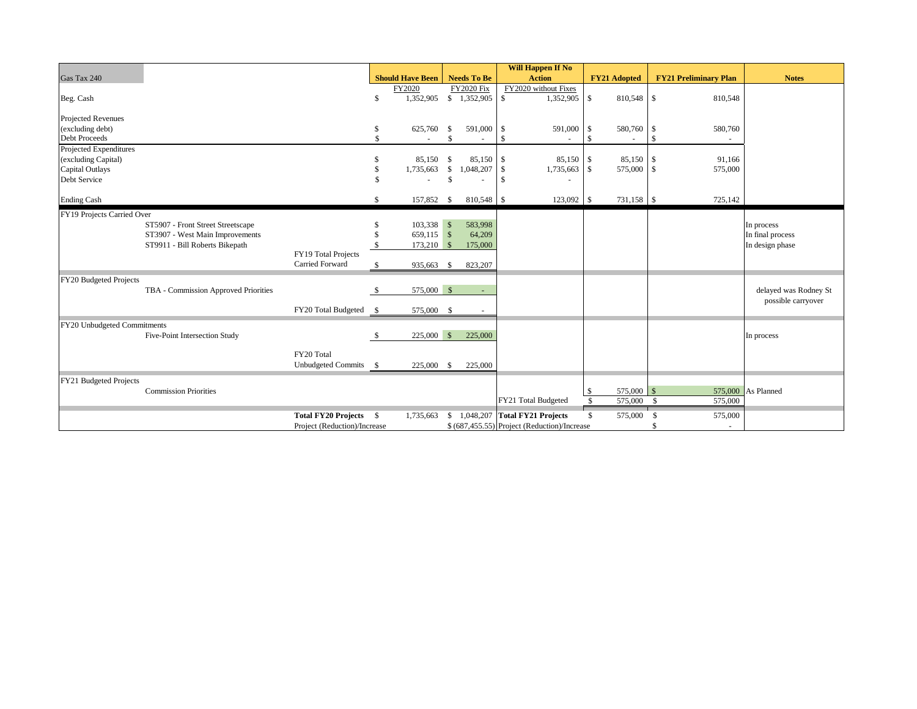| Gas Tax 240 | | Should Have Been | Needs To Be | Will Happen If No Action | FY21 Adopted | FY21 Preliminary Plan | Notes |
|---|---|---|---|---|---|---|---|
| | | FY2020 | FY2020 Fix | FY2020 without Fixes | | | |
| Beg. Cash | | $ 1,352,905 | $ 1,352,905 | $ 1,352,905 | $ 810,548 | $ 810,548 | |
| Projected Revenues (excluding debt) | | $ 625,760 | $ 591,000 | $ 591,000 | $ 580,760 | $ 580,760 | |
| Debt Proceeds | | $ - | $ - | $ - | $ - | $ - | |
| Projected Expenditures (excluding Capital) | | $ 85,150 | $ 85,150 | $ 85,150 | $ 85,150 | $ 91,166 | |
| Capital Outlays | | $ 1,735,663 | $ 1,048,207 | $ 1,735,663 | $ 575,000 | $ 575,000 | |
| Debt Service | | $ - | $ - | $ - | | | |
| Ending Cash | | $ 157,852 | $ 810,548 | $ 123,092 | $ 731,158 | $ 725,142 | |
| FY19 Projects Carried Over | | | | | | | |
| ST5907 - Front Street Streetscape | | $ 103,338 | $ 583,998 | | | | In process |
| ST3907 - West Main Improvements | | $ 659,115 | $ 64,209 | | | | In final process |
| ST9911 - Bill Roberts Bikepath | | $ 173,210 | $ 175,000 | | | | In design phase |
| | FY19 Total Projects Carried Forward | $ 935,663 | $ 823,207 | | | | |
| FY20 Budgeted Projects | | | | | | | |
| TBA - Commission Approved Priorities | | $ 575,000 | $ - | | | | delayed was Rodney St possible carryover |
| | FY20 Total Budgeted | $ 575,000 | $ - | | | | |
| FY20 Unbudgeted Commitments | | | | | | | |
| Five-Point Intersection Study | | $ 225,000 | $ 225,000 | | | | In process |
| | FY20 Total Unbudgeted Commits | $ 225,000 | $ 225,000 | | | | |
| FY21 Budgeted Projects | | | | | | | |
| Commission Priorities | | | | | $ 575,000 | $ 575,000 | As Planned |
| | | | | FY21 Total Budgeted | $ 575,000 | $ 575,000 | |
| | **Total FY20 Projects** | $ 1,735,663 | $ 1,048,207 | **Total FY21 Projects** | $ 575,000 | $ 575,000 | |
| | Project (Reduction)/Increase | | $ (687,455.55) | Project (Reduction)/Increase | | $ - | |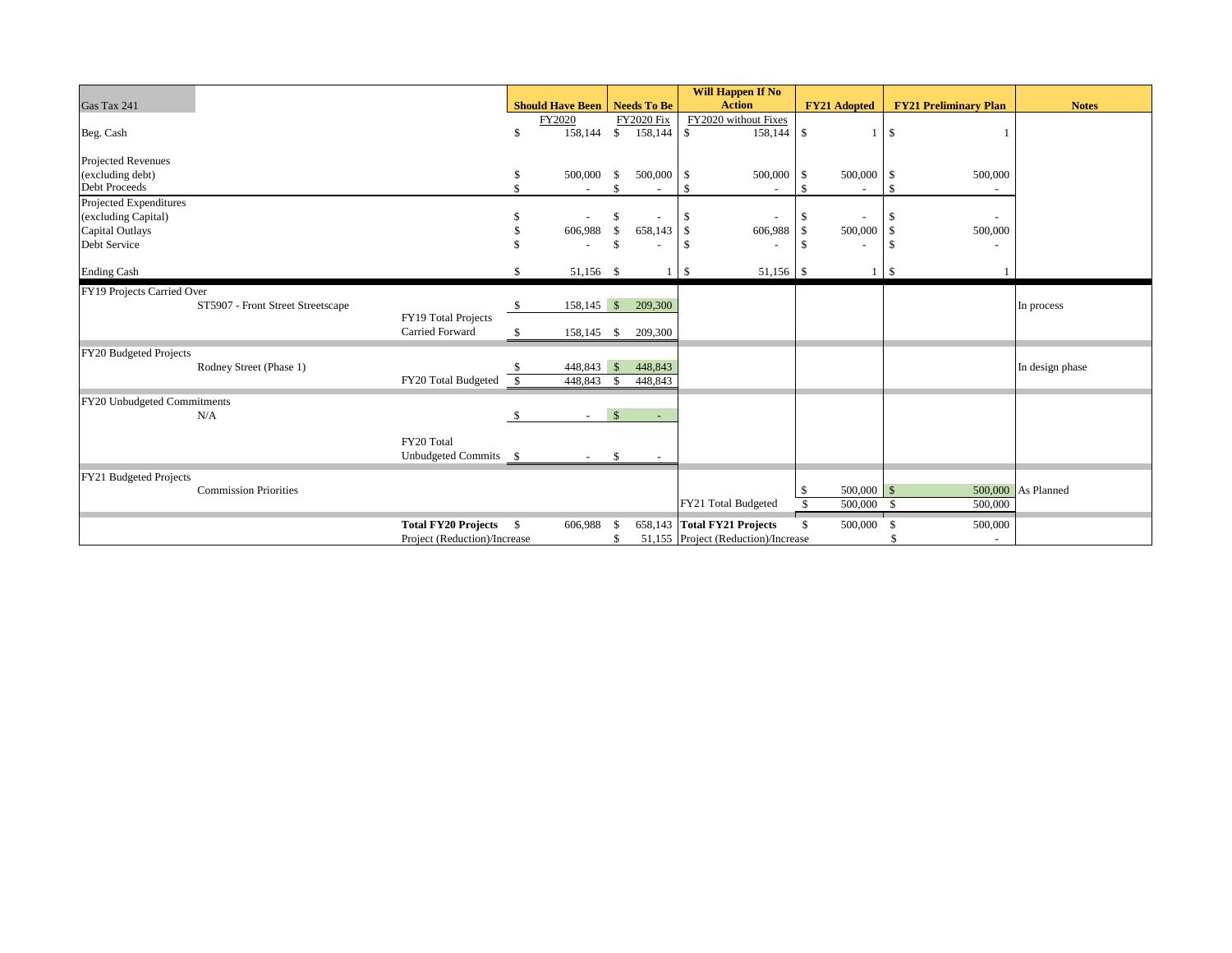| Gas Tax 241 | | Should Have Been | Needs To Be | Will Happen If No Action | FY21 Adopted | FY21 Preliminary Plan | Notes |
|---|---|---|---|---|---|---|---|
| | | FY2020 | FY2020 Fix | FY2020 without Fixes | | | |
| Beg. Cash | | $ 158,144 | $ 158,144 | $ 158,144 | $ 1 | $ 1 | |
| Projected Revenues (excluding debt) | | $ 500,000 | $ 500,000 | $ 500,000 | $ 500,000 | $ 500,000 | |
| Debt Proceeds | | $ - | $ - | $ - | $ - | $ - | |
| Projected Expenditures (excluding Capital) | | $ - | $ - | $ - | $ - | $ - | |
| Capital Outlays | | $ 606,988 | $ 658,143 | $ 606,988 | $ 500,000 | $ 500,000 | |
| Debt Service | | $ - | $ - | $ - | $ - | $ - | |
| Ending Cash | | $ 51,156 | $ 1 | $ 51,156 | $ 1 | $ 1 | |
| FY19 Projects Carried Over | | | | | | | |
| ST5907 - Front Street Streetscape | | $ 158,145 | $ 209,300 | | | | In process |
| | FY19 Total Projects Carried Forward | $ 158,145 | $ 209,300 | | | | |
| FY20 Budgeted Projects | | | | | | | |
| Rodney Street (Phase 1) | | $ 448,843 | $ 448,843 | | | | In design phase |
| | FY20 Total Budgeted | $ 448,843 | $ 448,843 | | | | |
| FY20 Unbudgeted Commitments | | | | | | | |
| N/A | | $ - | $ - | | | | |
| | FY20 Total Unbudgeted Commits | $ - | $ - | | | | |
| FY21 Budgeted Projects | | | | | | | |
| Commission Priorities | | | | | $ 500,000 | $ 500,000 | As Planned |
| | | | | FY21 Total Budgeted | $ 500,000 | $ 500,000 | |
| | **Total FY20 Projects** | $ 606,988 | $ 658,143 | **Total FY21 Projects** | $ 500,000 | $ 500,000 | |
| | Project (Reduction)/Increase | | $ 51,155 | Project (Reduction)/Increase | | $ - | |